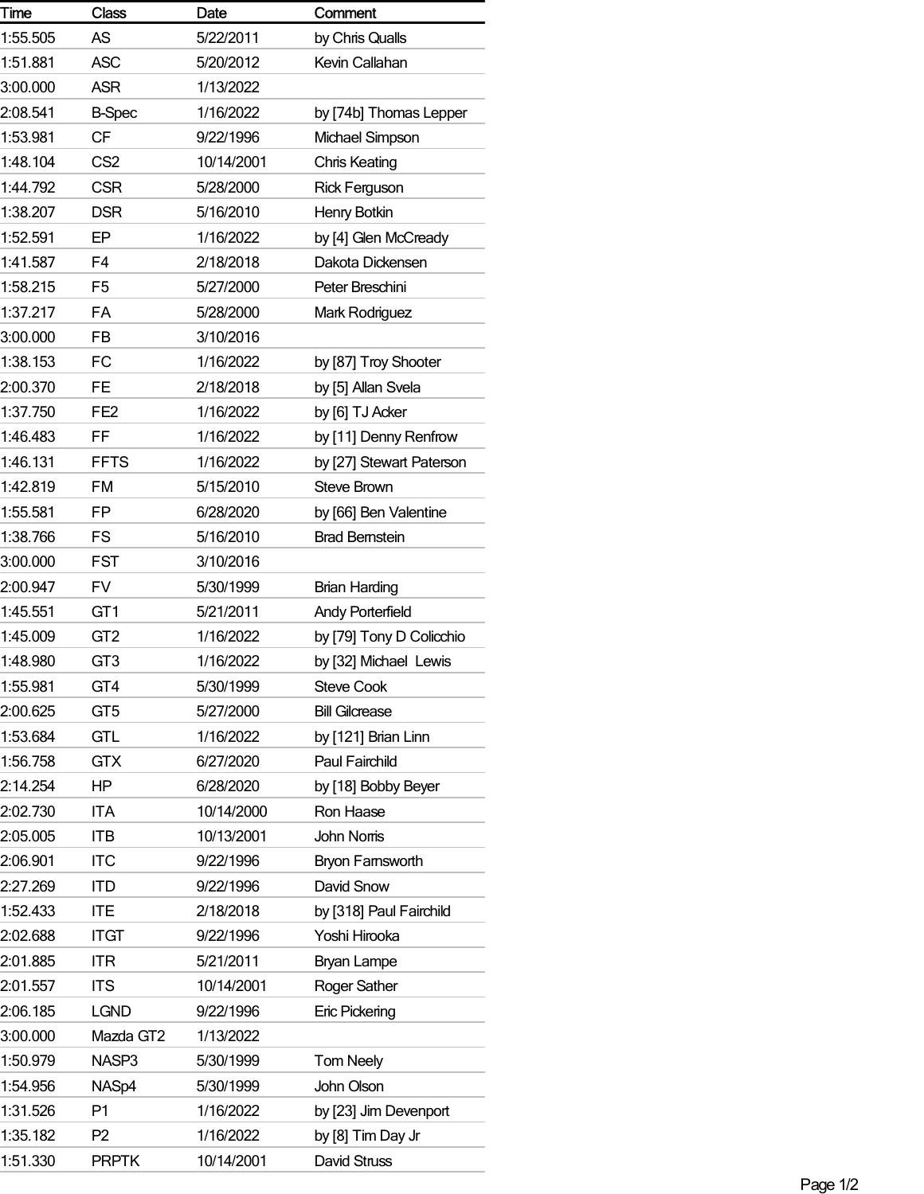| Time | Class | Date | Comment |
|---|---|---|---|
| 1:55.505 | AS | 5/22/2011 | by Chris Qualls |
| 1:51.881 | ASC | 5/20/2012 | Kevin Callahan |
| 3:00.000 | ASR | 1/13/2022 | |
| 2:08.541 | B-Spec | 1/16/2022 | by [74b] Thomas Lepper |
| 1:53.981 | CF | 9/22/1996 | Michael Simpson |
| 1:48.104 | CS2 | 10/14/2001 | Chris Keating |
| 1:44.792 | CSR | 5/28/2000 | Rick Ferguson |
| 1:38.207 | DSR | 5/16/2010 | Henry Botkin |
| 1:52.591 | EP | 1/16/2022 | by [4] Glen McCready |
| 1:41.587 | F4 | 2/18/2018 | Dakota Dickensen |
| 1:58.215 | F5 | 5/27/2000 | Peter Breschini |
| 1:37.217 | FA | 5/28/2000 | Mark Rodriguez |
| 3:00.000 | FB | 3/10/2016 | |
| 1:38.153 | FC | 1/16/2022 | by [87] Troy Shooter |
| 2:00.370 | FE | 2/18/2018 | by [5] Allan Svela |
| 1:37.750 | FE2 | 1/16/2022 | by [6] TJ Acker |
| 1:46.483 | FF | 1/16/2022 | by [11] Denny Renfrow |
| 1:46.131 | FFTS | 1/16/2022 | by [27] Stewart Paterson |
| 1:42.819 | FM | 5/15/2010 | Steve Brown |
| 1:55.581 | FP | 6/28/2020 | by [66] Ben Valentine |
| 1:38.766 | FS | 5/16/2010 | Brad Bernstein |
| 3:00.000 | FST | 3/10/2016 | |
| 2:00.947 | FV | 5/30/1999 | Brian Harding |
| 1:45.551 | GT1 | 5/21/2011 | Andy Porterfield |
| 1:45.009 | GT2 | 1/16/2022 | by [79] Tony D Colicchio |
| 1:48.980 | GT3 | 1/16/2022 | by [32] Michael Lewis |
| 1:55.981 | GT4 | 5/30/1999 | Steve Cook |
| 2:00.625 | GT5 | 5/27/2000 | Bill Gilcrease |
| 1:53.684 | GTL | 1/16/2022 | by [121] Brian Linn |
| 1:56.758 | GTX | 6/27/2020 | Paul Fairchild |
| 2:14.254 | HP | 6/28/2020 | by [18] Bobby Beyer |
| 2:02.730 | ITA | 10/14/2000 | Ron Haase |
| 2:05.005 | ITB | 10/13/2001 | John Norris |
| 2:06.901 | ITC | 9/22/1996 | Bryon Farnsworth |
| 2:27.269 | ITD | 9/22/1996 | David Snow |
| 1:52.433 | ITE | 2/18/2018 | by [318] Paul Fairchild |
| 2:02.688 | ITGT | 9/22/1996 | Yoshi Hirooka |
| 2:01.885 | ITR | 5/21/2011 | Bryan Lampe |
| 2:01.557 | ITS | 10/14/2001 | Roger Sather |
| 2:06.185 | LGND | 9/22/1996 | Eric Pickering |
| 3:00.000 | Mazda GT2 | 1/13/2022 | |
| 1:50.979 | NASP3 | 5/30/1999 | Tom Neely |
| 1:54.956 | NASp4 | 5/30/1999 | John Olson |
| 1:31.526 | P1 | 1/16/2022 | by [23] Jim Devenport |
| 1:35.182 | P2 | 1/16/2022 | by [8] Tim Day Jr |
| 1:51.330 | PRPTK | 10/14/2001 | David Struss |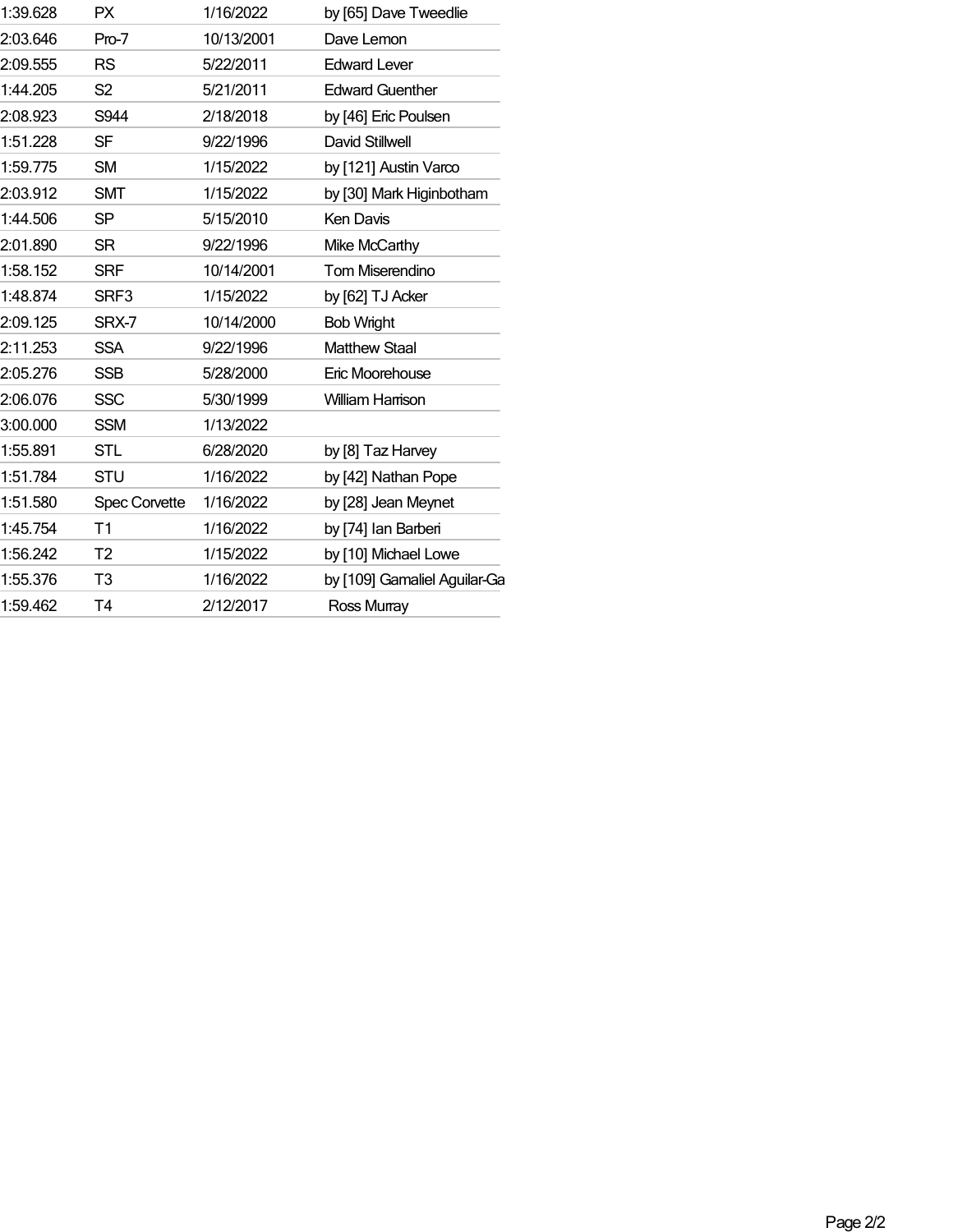| | | | |
|---|---|---|---|
| 1:39.628 | PX | 1/16/2022 | by [65] Dave Tweedlie |
| 2:03.646 | Pro-7 | 10/13/2001 | Dave Lemon |
| 2:09.555 | RS | 5/22/2011 | Edward Lever |
| 1:44.205 | S2 | 5/21/2011 | Edward Guenther |
| 2:08.923 | S944 | 2/18/2018 | by [46] Eric Poulsen |
| 1:51.228 | SF | 9/22/1996 | David Stillwell |
| 1:59.775 | SM | 1/15/2022 | by [121] Austin Varco |
| 2:03.912 | SMT | 1/15/2022 | by [30] Mark Higinbotham |
| 1:44.506 | SP | 5/15/2010 | Ken Davis |
| 2:01.890 | SR | 9/22/1996 | Mike McCarthy |
| 1:58.152 | SRF | 10/14/2001 | Tom Miserendino |
| 1:48.874 | SRF3 | 1/15/2022 | by [62] TJ Acker |
| 2:09.125 | SRX-7 | 10/14/2000 | Bob Wright |
| 2:11.253 | SSA | 9/22/1996 | Matthew Staal |
| 2:05.276 | SSB | 5/28/2000 | Eric Moorehouse |
| 2:06.076 | SSC | 5/30/1999 | William Harrison |
| 3:00.000 | SSM | 1/13/2022 | |
| 1:55.891 | STL | 6/28/2020 | by [8] Taz Harvey |
| 1:51.784 | STU | 1/16/2022 | by [42] Nathan Pope |
| 1:51.580 | Spec Corvette | 1/16/2022 | by [28] Jean Meynet |
| 1:45.754 | T1 | 1/16/2022 | by [74] Ian Barberi |
| 1:56.242 | T2 | 1/15/2022 | by [10] Michael Lowe |
| 1:55.376 | T3 | 1/16/2022 | by [109] Gamaliel Aguilar-Ga |
| 1:59.462 | T4 | 2/12/2017 | Ross Murray |